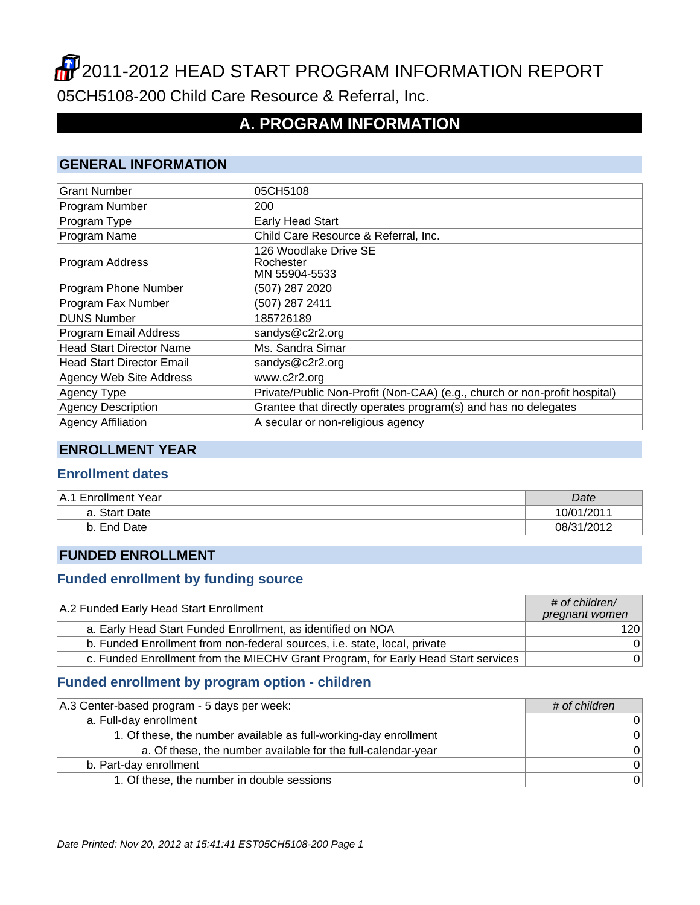# 2011-2012 HEAD START PROGRAM INFORMATION REPORT

05CH5108-200 Child Care Resource & Referral, Inc.

## A. PROGRAM INFORMATION

### GENERAL INFORMATION

| | |
|---|---|
| Grant Number | 05CH5108 |
| Program Number | 200 |
| Program Type | Early Head Start |
| Program Name | Child Care Resource & Referral, Inc. |
| Program Address | 126 Woodlake Drive SE<br>Rochester<br>MN 55904-5533 |
| Program Phone Number | (507) 287 2020 |
| Program Fax Number | (507) 287 2411 |
| DUNS Number | 185726189 |
| Program Email Address | sandys@c2r2.org |
| Head Start Director Name | Ms. Sandra Simar |
| Head Start Director Email | sandys@c2r2.org |
| Agency Web Site Address | www.c2r2.org |
| Agency Type | Private/Public Non-Profit (Non-CAA) (e.g., church or non-profit hospital) |
| Agency Description | Grantee that directly operates program(s) and has no delegates |
| Agency Affiliation | A secular or non-religious agency |

### ENROLLMENT YEAR

#### Enrollment dates

| A.1 Enrollment Year | *Date* |
|---|---|
| a. Start Date | 10/01/2011 |
| b. End Date | 08/31/2012 |

### FUNDED ENROLLMENT

#### Funded enrollment by funding source

| A.2 Funded Early Head Start Enrollment | *# of children/ pregnant women* |
|---|---|
| a. Early Head Start Funded Enrollment, as identified on NOA | 120 |
| b. Funded Enrollment from non-federal sources, i.e. state, local, private | 0 |
| c. Funded Enrollment from the MIECHV Grant Program, for Early Head Start services | 0 |

#### Funded enrollment by program option - children

| A.3 Center-based program - 5 days per week: | *# of children* |
|---|---|
| a. Full-day enrollment | 0 |
| 1. Of these, the number available as full-working-day enrollment | 0 |
| a. Of these, the number available for the full-calendar-year | 0 |
| b. Part-day enrollment | 0 |
| 1. Of these, the number in double sessions | 0 |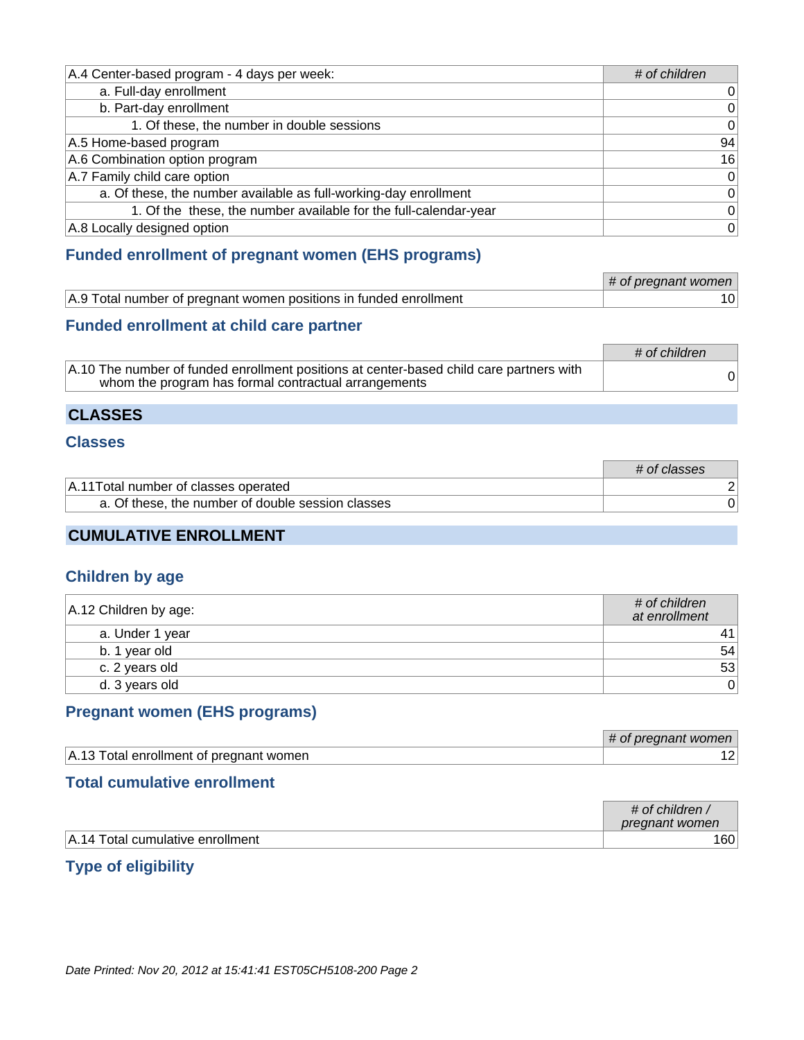| A.4 Center-based program - 4 days per week: | *# of children* |
|---|---|
| a. Full-day enrollment | 0 |
| b. Part-day enrollment | 0 |
| 1. Of these, the number in double sessions | 0 |
| A.5 Home-based program | 94 |
| A.6 Combination option program | 16 |
| A.7 Family child care option | 0 |
| a. Of these, the number available as full-working-day enrollment | 0 |
| 1. Of the these, the number available for the full-calendar-year | 0 |
| A.8 Locally designed option | 0 |

### Funded enrollment of pregnant women (EHS programs)

| | *# of pregnant women* |
|---|---|
| A.9 Total number of pregnant women positions in funded enrollment | 10 |

### Funded enrollment at child care partner

| | *# of children* |
|---|---|
| A.10 The number of funded enrollment positions at center-based child care partners with whom the program has formal contractual arrangements | 0 |

## CLASSES

### Classes

| | *# of classes* |
|---|---|
| A.11Total number of classes operated | 2 |
| a. Of these, the number of double session classes | 0 |

## CUMULATIVE ENROLLMENT

### Children by age

| A.12 Children by age: | *# of children at enrollment* |
|---|---|
| a. Under 1 year | 41 |
| b. 1 year old | 54 |
| c. 2 years old | 53 |
| d. 3 years old | 0 |

### Pregnant women (EHS programs)

| | *# of pregnant women* |
|---|---|
| A.13 Total enrollment of pregnant women | 12 |

### Total cumulative enrollment

| | *# of children / pregnant women* |
|---|---|
| A.14 Total cumulative enrollment | 160 |

### Type of eligibility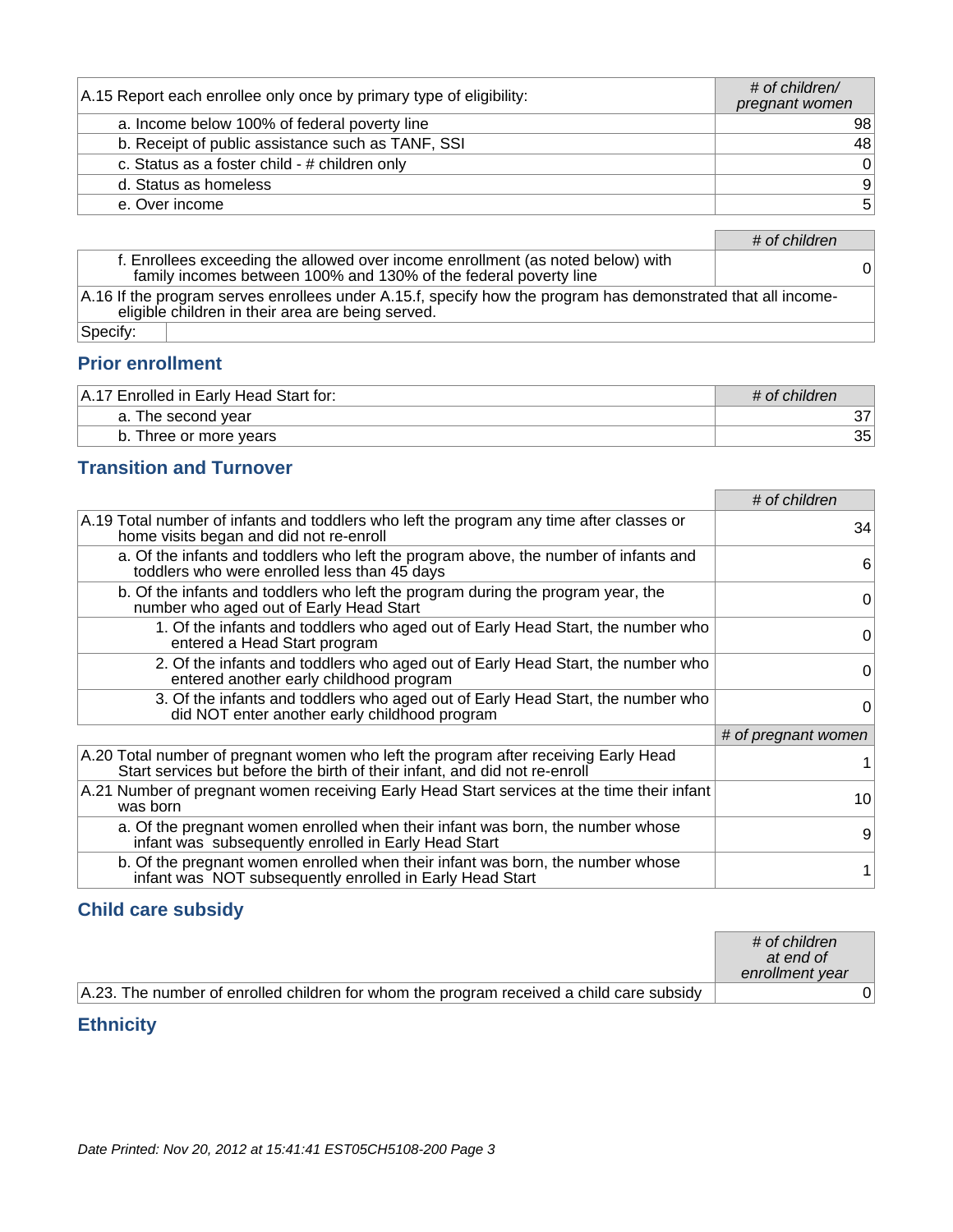| A.15 Report each enrollee only once by primary type of eligibility: | # of children/ pregnant women |
|---|---|
| a. Income below 100% of federal poverty line | 98 |
| b. Receipt of public assistance such as TANF, SSI | 48 |
| c. Status as a foster child - # children only | 0 |
| d. Status as homeless | 9 |
| e. Over income | 5 |

| | # of children |
|---|---|
| f. Enrollees exceeding the allowed over income enrollment (as noted below) with family incomes between 100% and 130% of the federal poverty line | 0 |
| A.16 If the program serves enrollees under A.15.f, specify how the program has demonstrated that all income-eligible children in their area are being served. | |
| Specify: | |

## Prior enrollment

| A.17 Enrolled in Early Head Start for: | # of children |
|---|---|
| a. The second year | 37 |
| b. Three or more years | 35 |

## Transition and Turnover

| | # of children |
|---|---|
| A.19 Total number of infants and toddlers who left the program any time after classes or home visits began and did not re-enroll | 34 |
| a. Of the infants and toddlers who left the program above, the number of infants and toddlers who were enrolled less than 45 days | 6 |
| b. Of the infants and toddlers who left the program during the program year, the number who aged out of Early Head Start | 0 |
| 1. Of the infants and toddlers who aged out of Early Head Start, the number who entered a Head Start program | 0 |
| 2. Of the infants and toddlers who aged out of Early Head Start, the number who entered another early childhood program | 0 |
| 3. Of the infants and toddlers who aged out of Early Head Start, the number who did NOT enter another early childhood program | 0 |
| | # of pregnant women |
| A.20 Total number of pregnant women who left the program after receiving Early Head Start services but before the birth of their infant, and did not re-enroll | 1 |
| A.21 Number of pregnant women receiving Early Head Start services at the time their infant was born | 10 |
| a. Of the pregnant women enrolled when their infant was born, the number whose infant was subsequently enrolled in Early Head Start | 9 |
| b. Of the pregnant women enrolled when their infant was born, the number whose infant was NOT subsequently enrolled in Early Head Start | 1 |

## Child care subsidy

| | # of children at end of enrollment year |
|---|---|
| A.23. The number of enrolled children for whom the program received a child care subsidy | 0 |

## Ethnicity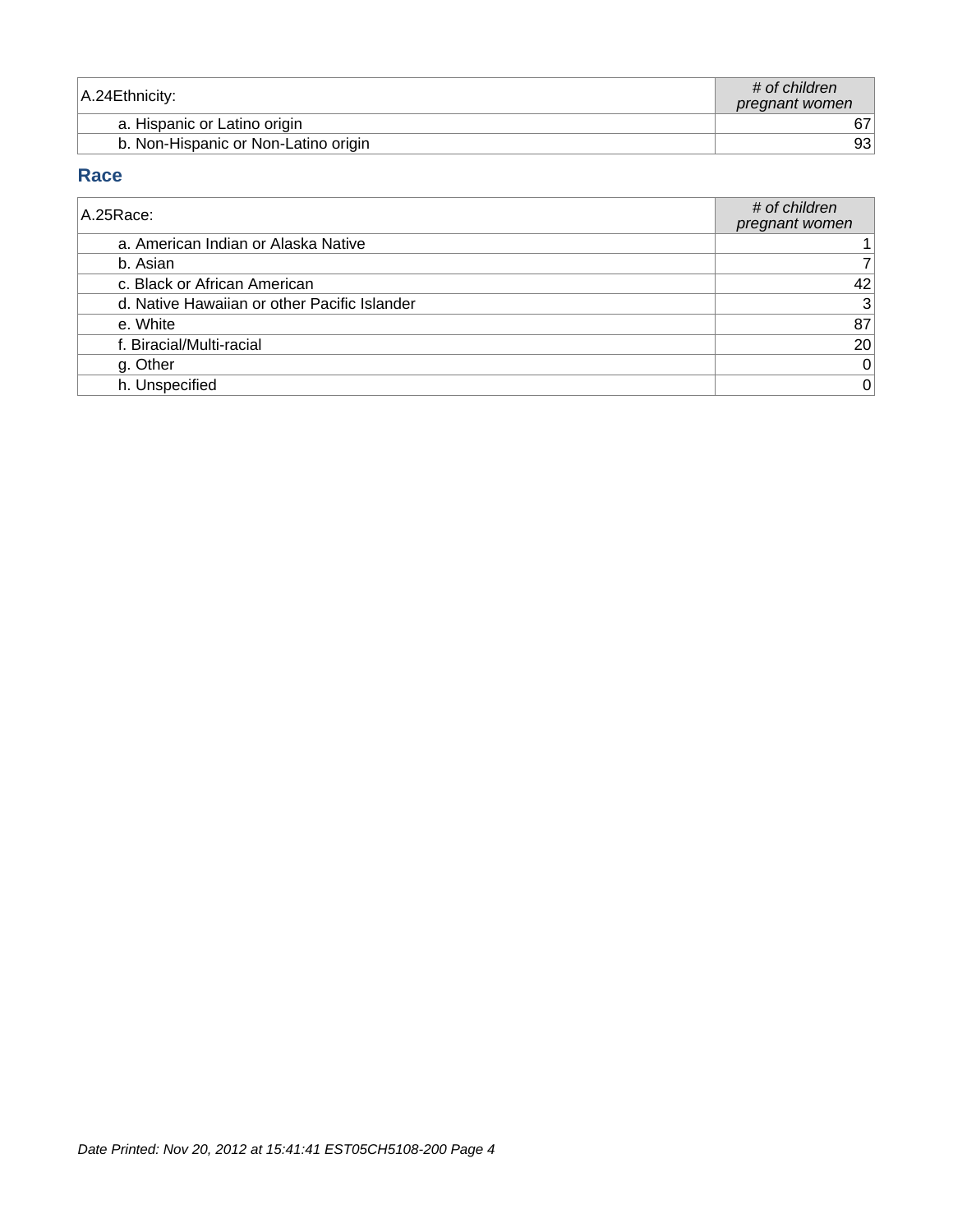| A.24Ethnicity: | *# of children pregnant women* |
| --- | --- |
| a. Hispanic or Latino origin | 67 |
| b. Non-Hispanic or Non-Latino origin | 93 |

## Race

| A.25Race: | *# of children pregnant women* |
| --- | --- |
| a. American Indian or Alaska Native | 1 |
| b. Asian | 7 |
| c. Black or African American | 42 |
| d. Native Hawaiian or other Pacific Islander | 3 |
| e. White | 87 |
| f. Biracial/Multi-racial | 20 |
| g. Other | 0 |
| h. Unspecified | 0 |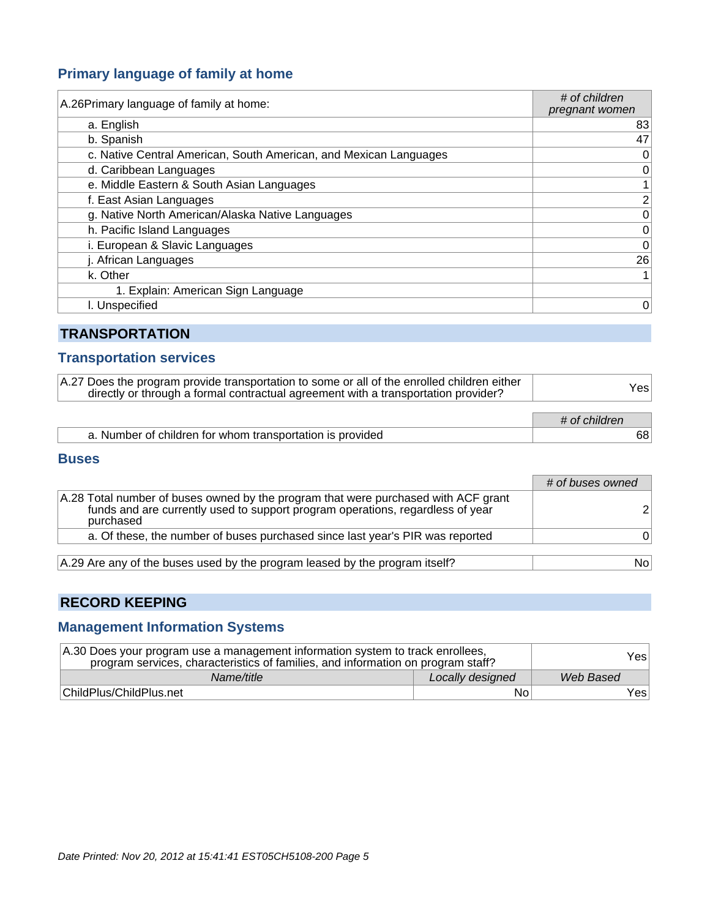## Primary language of family at home

| A.26Primary language of family at home: | *# of children pregnant women* |
|---|---|
| a. English | 83 |
| b. Spanish | 47 |
| c. Native Central American, South American, and Mexican Languages | 0 |
| d. Caribbean Languages | 0 |
| e. Middle Eastern & South Asian Languages | 1 |
| f. East Asian Languages | 2 |
| g. Native North American/Alaska Native Languages | 0 |
| h. Pacific Island Languages | 0 |
| i. European & Slavic Languages | 0 |
| j. African Languages | 26 |
| k. Other | 1 |
| 1. Explain: American Sign Language | |
| l. Unspecified | 0 |

# TRANSPORTATION

## Transportation services

| A.27 Does the program provide transportation to some or all of the enrolled children either directly or through a formal contractual agreement with a transportation provider? | Yes |
|---|---|

| | *# of children* |
|---|---|
| a. Number of children for whom transportation is provided | 68 |

## Buses

| | *# of buses owned* |
|---|---|
| A.28 Total number of buses owned by the program that were purchased with ACF grant funds and are currently used to support program operations, regardless of year purchased | 2 |
| a. Of these, the number of buses purchased since last year's PIR was reported | 0 |

| A.29 Are any of the buses used by the program leased by the program itself? | No |
|---|---|

# RECORD KEEPING

## Management Information Systems

| A.30 Does your program use a management information system to track enrollees, program services, characteristics of families, and information on program staff? | | Yes |
|---|---|---|
| *Name/title* | *Locally designed* | *Web Based* |
| ChildPlus/ChildPlus.net | No | Yes |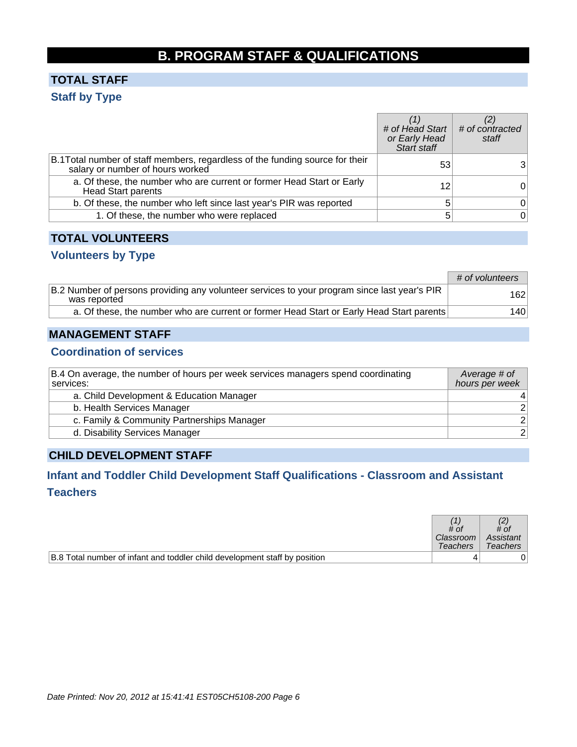# B. PROGRAM STAFF & QUALIFICATIONS

## TOTAL STAFF

### Staff by Type

| | (1) # of Head Start or Early Head Start staff | (2) # of contracted staff |
|---|---|---|
| B.1Total number of staff members, regardless of the funding source for their salary or number of hours worked | 53 | 3 |
| a. Of these, the number who are current or former Head Start or Early Head Start parents | 12 | 0 |
| b. Of these, the number who left since last year's PIR was reported | 5 | 0 |
| 1. Of these, the number who were replaced | 5 | 0 |

## TOTAL VOLUNTEERS

### Volunteers by Type

| | # of volunteers |
|---|---|
| B.2 Number of persons providing any volunteer services to your program since last year's PIR was reported | 162 |
| a. Of these, the number who are current or former Head Start or Early Head Start parents | 140 |

## MANAGEMENT STAFF

### Coordination of services

| B.4 On average, the number of hours per week services managers spend coordinating services: | Average # of hours per week |
|---|---|
| a. Child Development & Education Manager | 4 |
| b. Health Services Manager | 2 |
| c. Family & Community Partnerships Manager | 2 |
| d. Disability Services Manager | 2 |

## CHILD DEVELOPMENT STAFF

### Infant and Toddler Child Development Staff Qualifications - Classroom and Assistant Teachers

| | (1) # of Classroom Teachers | (2) # of Assistant Teachers |
|---|---|---|
| B.8 Total number of infant and toddler child development staff by position | 4 | 0 |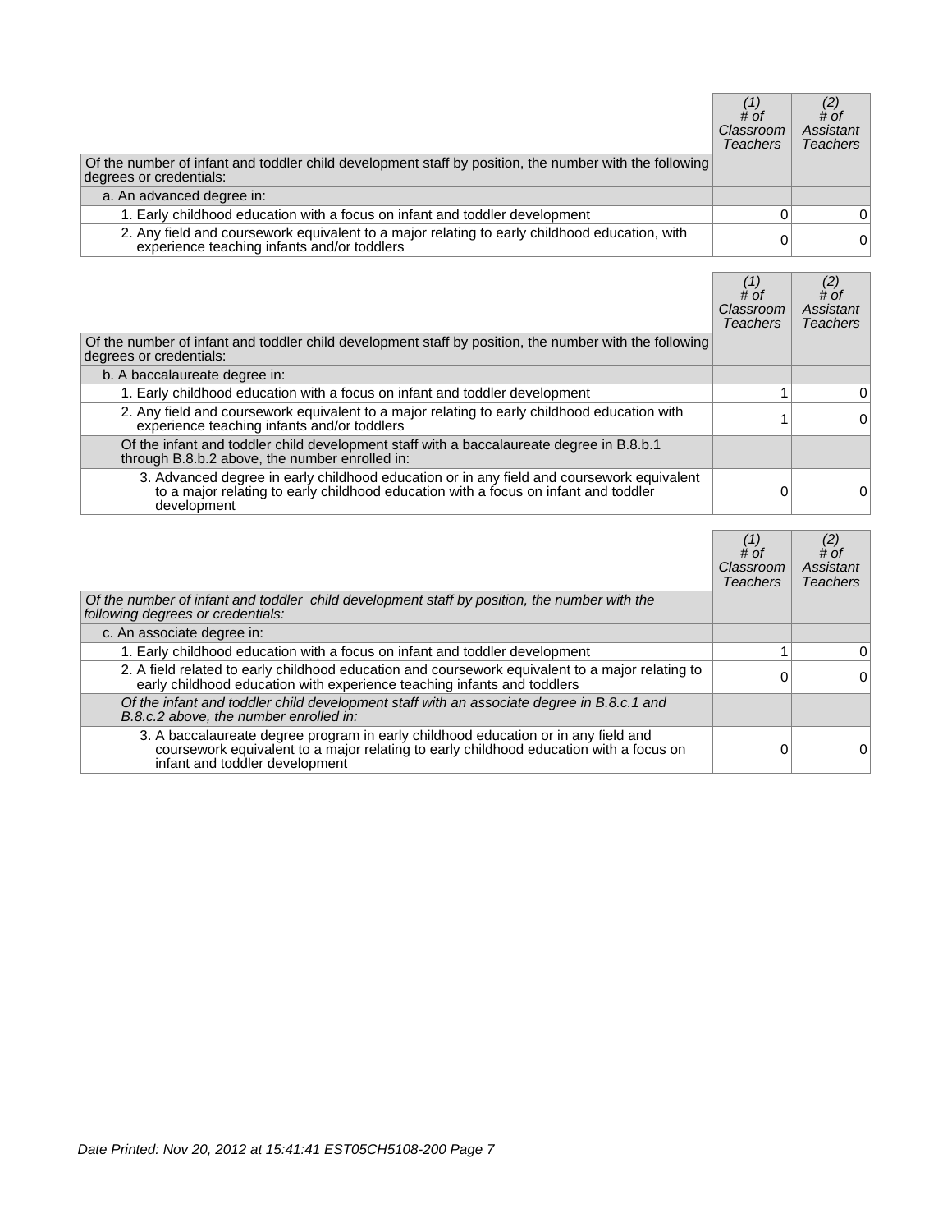| | (1) # of Classroom Teachers | (2) # of Assistant Teachers |
|---|---|---|
| Of the number of infant and toddler child development staff by position, the number with the following degrees or credentials: | | |
| a. An advanced degree in: | | |
| 1. Early childhood education with a focus on infant and toddler development | 0 | 0 |
| 2. Any field and coursework equivalent to a major relating to early childhood education, with experience teaching infants and/or toddlers | 0 | 0 |

| | (1) # of Classroom Teachers | (2) # of Assistant Teachers |
|---|---|---|
| Of the number of infant and toddler child development staff by position, the number with the following degrees or credentials: | | |
| b. A baccalaureate degree in: | | |
| 1. Early childhood education with a focus on infant and toddler development | 1 | 0 |
| 2. Any field and coursework equivalent to a major relating to early childhood education with experience teaching infants and/or toddlers | 1 | 0 |
| Of the infant and toddler child development staff with a baccalaureate degree in B.8.b.1 through B.8.b.2 above, the number enrolled in: | | |
| 3. Advanced degree in early childhood education or in any field and coursework equivalent to a major relating to early childhood education with a focus on infant and toddler development | 0 | 0 |

| | (1) # of Classroom Teachers | (2) # of Assistant Teachers |
|---|---|---|
| *Of the number of infant and toddler child development staff by position, the number with the following degrees or credentials:* | | |
| c. An associate degree in: | | |
| 1. Early childhood education with a focus on infant and toddler development | 1 | 0 |
| 2. A field related to early childhood education and coursework equivalent to a major relating to early childhood education with experience teaching infants and toddlers | 0 | 0 |
| *Of the infant and toddler child development staff with an associate degree in B.8.c.1 and B.8.c.2 above, the number enrolled in:* | | |
| 3. A baccalaureate degree program in early childhood education or in any field and coursework equivalent to a major relating to early childhood education with a focus on infant and toddler development | 0 | 0 |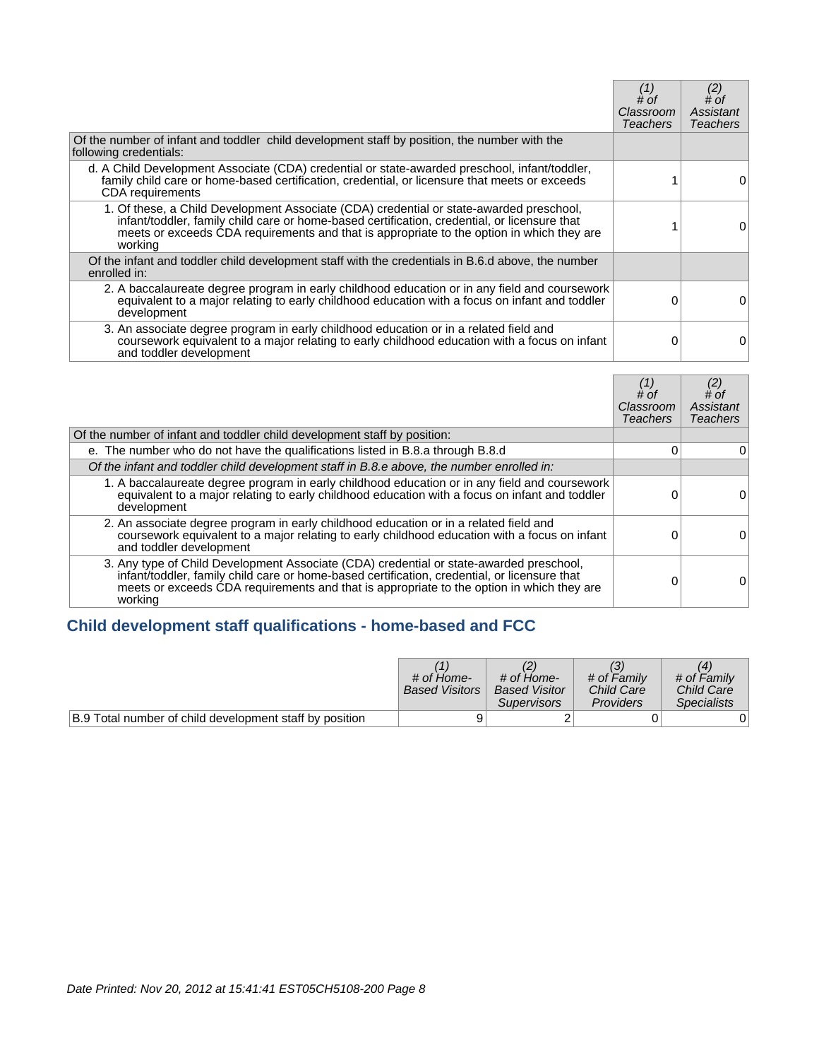| | (1) # of Classroom Teachers | (2) # of Assistant Teachers |
|---|---|---|
| Of the number of infant and toddler child development staff by position, the number with the following credentials: | | |
| d. A Child Development Associate (CDA) credential or state-awarded preschool, infant/toddler, family child care or home-based certification, credential, or licensure that meets or exceeds CDA requirements | 1 | 0 |
| 1. Of these, a Child Development Associate (CDA) credential or state-awarded preschool, infant/toddler, family child care or home-based certification, credential, or licensure that meets or exceeds CDA requirements and that is appropriate to the option in which they are working | 1 | 0 |
| Of the infant and toddler child development staff with the credentials in B.6.d above, the number enrolled in: | | |
| 2. A baccalaureate degree program in early childhood education or in any field and coursework equivalent to a major relating to early childhood education with a focus on infant and toddler development | 0 | 0 |
| 3. An associate degree program in early childhood education or in a related field and coursework equivalent to a major relating to early childhood education with a focus on infant and toddler development | 0 | 0 |

| | (1) # of Classroom Teachers | (2) # of Assistant Teachers |
|---|---|---|
| Of the number of infant and toddler child development staff by position: | | |
| e. The number who do not have the qualifications listed in B.8.a through B.8.d | 0 | 0 |
| *Of the infant and toddler child development staff in B.8.e above, the number enrolled in:* | | |
| 1. A baccalaureate degree program in early childhood education or in any field and coursework equivalent to a major relating to early childhood education with a focus on infant and toddler development | 0 | 0 |
| 2. An associate degree program in early childhood education or in a related field and coursework equivalent to a major relating to early childhood education with a focus on infant and toddler development | 0 | 0 |
| 3. Any type of Child Development Associate (CDA) credential or state-awarded preschool, infant/toddler, family child care or home-based certification, credential, or licensure that meets or exceeds CDA requirements and that is appropriate to the option in which they are working | 0 | 0 |

## Child development staff qualifications - home-based and FCC

| | (1) # of Home-Based Visitors | (2) # of Home-Based Visitor Supervisors | (3) # of Family Child Care Providers | (4) # of Family Child Care Specialists |
|---|---|---|---|---|
| B.9 Total number of child development staff by position | 9 | 2 | 0 | 0 |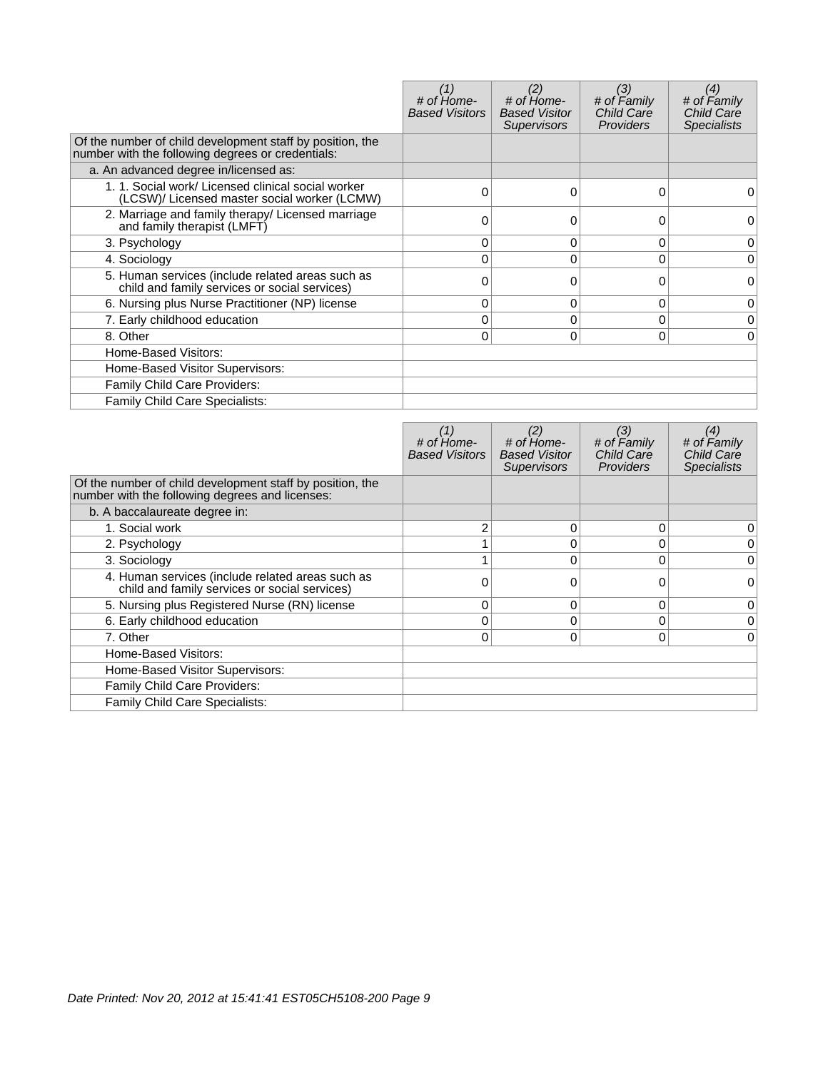| | (1) # of Home-Based Visitors | (2) # of Home-Based Visitor Supervisors | (3) # of Family Child Care Providers | (4) # of Family Child Care Specialists |
|---|---|---|---|---|
| Of the number of child development staff by position, the number with the following degrees or credentials: | | | | |
| a. An advanced degree in/licensed as: | | | | |
| 1. 1. Social work/ Licensed clinical social worker (LCSW)/ Licensed master social worker (LCMW) | 0 | 0 | 0 | 0 |
| 2. Marriage and family therapy/ Licensed marriage and family therapist (LMFT) | 0 | 0 | 0 | 0 |
| 3. Psychology | 0 | 0 | 0 | 0 |
| 4. Sociology | 0 | 0 | 0 | 0 |
| 5. Human services (include related areas such as child and family services or social services) | 0 | 0 | 0 | 0 |
| 6. Nursing plus Nurse Practitioner (NP) license | 0 | 0 | 0 | 0 |
| 7. Early childhood education | 0 | 0 | 0 | 0 |
| 8. Other | 0 | 0 | 0 | 0 |
| Home-Based Visitors: | | | | |
| Home-Based Visitor Supervisors: | | | | |
| Family Child Care Providers: | | | | |
| Family Child Care Specialists: | | | | |

| | (1) # of Home-Based Visitors | (2) # of Home-Based Visitor Supervisors | (3) # of Family Child Care Providers | (4) # of Family Child Care Specialists |
|---|---|---|---|---|
| Of the number of child development staff by position, the number with the following degrees and licenses: | | | | |
| b. A baccalaureate degree in: | | | | |
| 1. Social work | 2 | 0 | 0 | 0 |
| 2. Psychology | 1 | 0 | 0 | 0 |
| 3. Sociology | 1 | 0 | 0 | 0 |
| 4. Human services (include related areas such as child and family services or social services) | 0 | 0 | 0 | 0 |
| 5. Nursing plus Registered Nurse (RN) license | 0 | 0 | 0 | 0 |
| 6. Early childhood education | 0 | 0 | 0 | 0 |
| 7. Other | 0 | 0 | 0 | 0 |
| Home-Based Visitors: | | | | |
| Home-Based Visitor Supervisors: | | | | |
| Family Child Care Providers: | | | | |
| Family Child Care Specialists: | | | | |

*Date Printed: Nov 20, 2012 at 15:41:41 EST05CH5108-200 Page 9*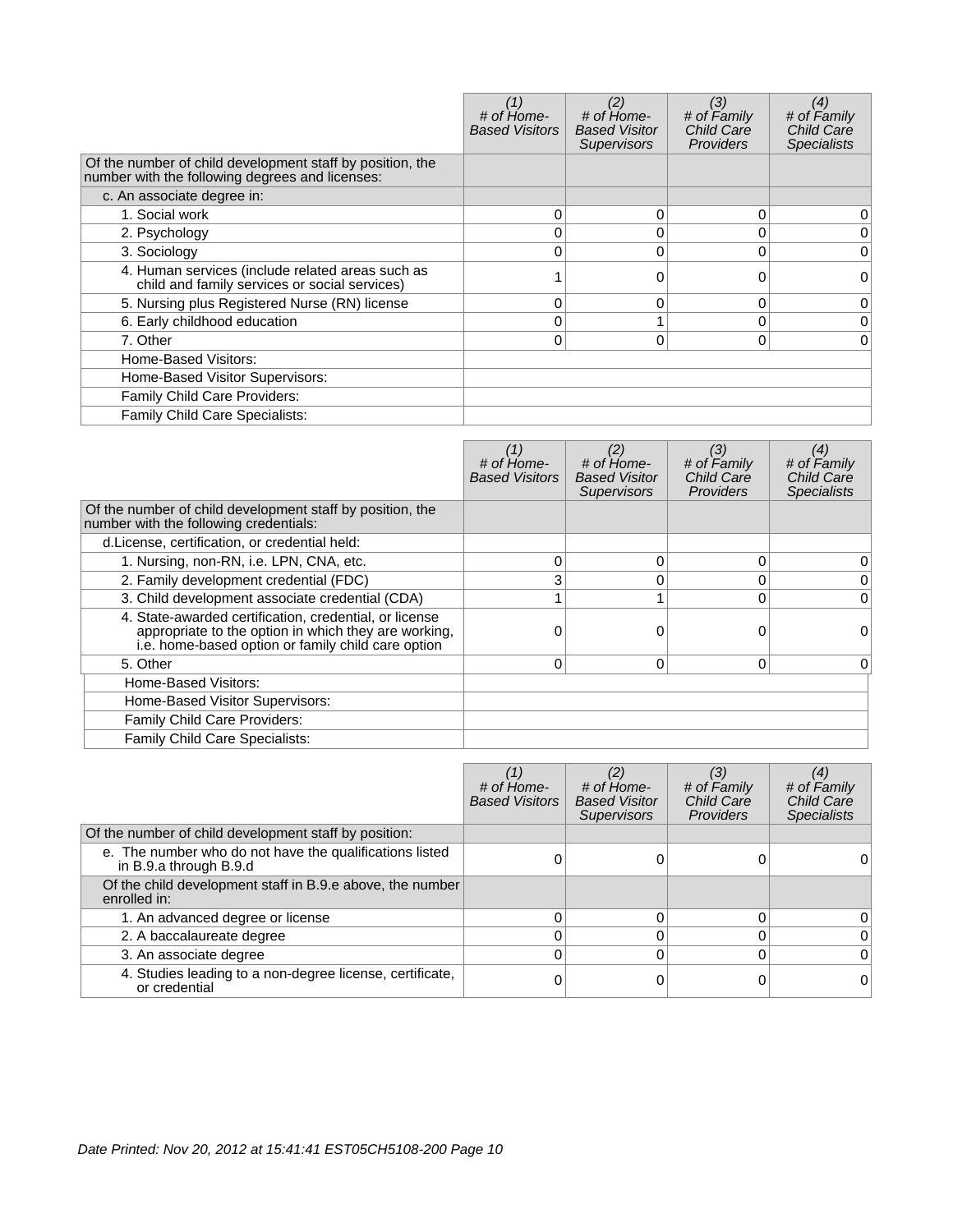| | (1) # of Home-Based Visitors | (2) # of Home-Based Visitor Supervisors | (3) # of Family Child Care Providers | (4) # of Family Child Care Specialists |
|---|---|---|---|---|
| Of the number of child development staff by position, the number with the following degrees and licenses: | | | | |
| c. An associate degree in: | | | | |
| 1. Social work | 0 | 0 | 0 | 0 |
| 2. Psychology | 0 | 0 | 0 | 0 |
| 3. Sociology | 0 | 0 | 0 | 0 |
| 4. Human services (include related areas such as child and family services or social services) | 1 | 0 | 0 | 0 |
| 5. Nursing plus Registered Nurse (RN) license | 0 | 0 | 0 | 0 |
| 6. Early childhood education | 0 | 1 | 0 | 0 |
| 7. Other | 0 | 0 | 0 | 0 |
| Home-Based Visitors: | | | | |
| Home-Based Visitor Supervisors: | | | | |
| Family Child Care Providers: | | | | |
| Family Child Care Specialists: | | | | |

| | (1) # of Home-Based Visitors | (2) # of Home-Based Visitor Supervisors | (3) # of Family Child Care Providers | (4) # of Family Child Care Specialists |
|---|---|---|---|---|
| Of the number of child development staff by position, the number with the following credentials: | | | | |
| d.License, certification, or credential held: | | | | |
| 1. Nursing, non-RN, i.e. LPN, CNA, etc. | 0 | 0 | 0 | 0 |
| 2. Family development credential (FDC) | 3 | 0 | 0 | 0 |
| 3. Child development associate credential (CDA) | 1 | 1 | 0 | 0 |
| 4. State-awarded certification, credential, or license appropriate to the option in which they are working, i.e. home-based option or family child care option | 0 | 0 | 0 | 0 |
| 5. Other | 0 | 0 | 0 | 0 |
| Home-Based Visitors: | | | | |
| Home-Based Visitor Supervisors: | | | | |
| Family Child Care Providers: | | | | |
| Family Child Care Specialists: | | | | |

| | (1) # of Home-Based Visitors | (2) # of Home-Based Visitor Supervisors | (3) # of Family Child Care Providers | (4) # of Family Child Care Specialists |
|---|---|---|---|---|
| Of the number of child development staff by position: | | | | |
| e. The number who do not have the qualifications listed in B.9.a through B.9.d | 0 | 0 | 0 | 0 |
| Of the child development staff in B.9.e above, the number enrolled in: | | | | |
| 1. An advanced degree or license | 0 | 0 | 0 | 0 |
| 2. A baccalaureate degree | 0 | 0 | 0 | 0 |
| 3. An associate degree | 0 | 0 | 0 | 0 |
| 4. Studies leading to a non-degree license, certificate, or credential | 0 | 0 | 0 | 0 |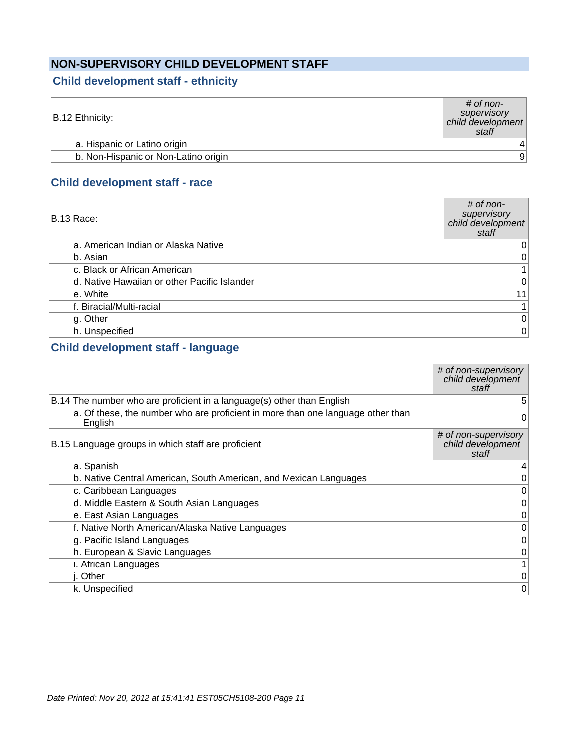## NON-SUPERVISORY CHILD DEVELOPMENT STAFF

### Child development staff - ethnicity

| B.12 Ethnicity: | *# of non-supervisory child development staff* |
| --- | --- |
| a. Hispanic or Latino origin | 4 |
| b. Non-Hispanic or Non-Latino origin | 9 |

### Child development staff - race

| B.13 Race: | *# of non-supervisory child development staff* |
| --- | --- |
| a. American Indian or Alaska Native | 0 |
| b. Asian | 0 |
| c. Black or African American | 1 |
| d. Native Hawaiian or other Pacific Islander | 0 |
| e. White | 11 |
| f. Biracial/Multi-racial | 1 |
| g. Other | 0 |
| h. Unspecified | 0 |

### Child development staff - language

| | *# of non-supervisory child development staff* |
| --- | --- |
| B.14 The number who are proficient in a language(s) other than English | 5 |
| a. Of these, the number who are proficient in more than one language other than English | 0 |
| B.15 Language groups in which staff are proficient | *# of non-supervisory child development staff* |
| a. Spanish | 4 |
| b. Native Central American, South American, and Mexican Languages | 0 |
| c. Caribbean Languages | 0 |
| d. Middle Eastern & South Asian Languages | 0 |
| e. East Asian Languages | 0 |
| f. Native North American/Alaska Native Languages | 0 |
| g. Pacific Island Languages | 0 |
| h. European & Slavic Languages | 0 |
| i. African Languages | 1 |
| j. Other | 0 |
| k. Unspecified | 0 |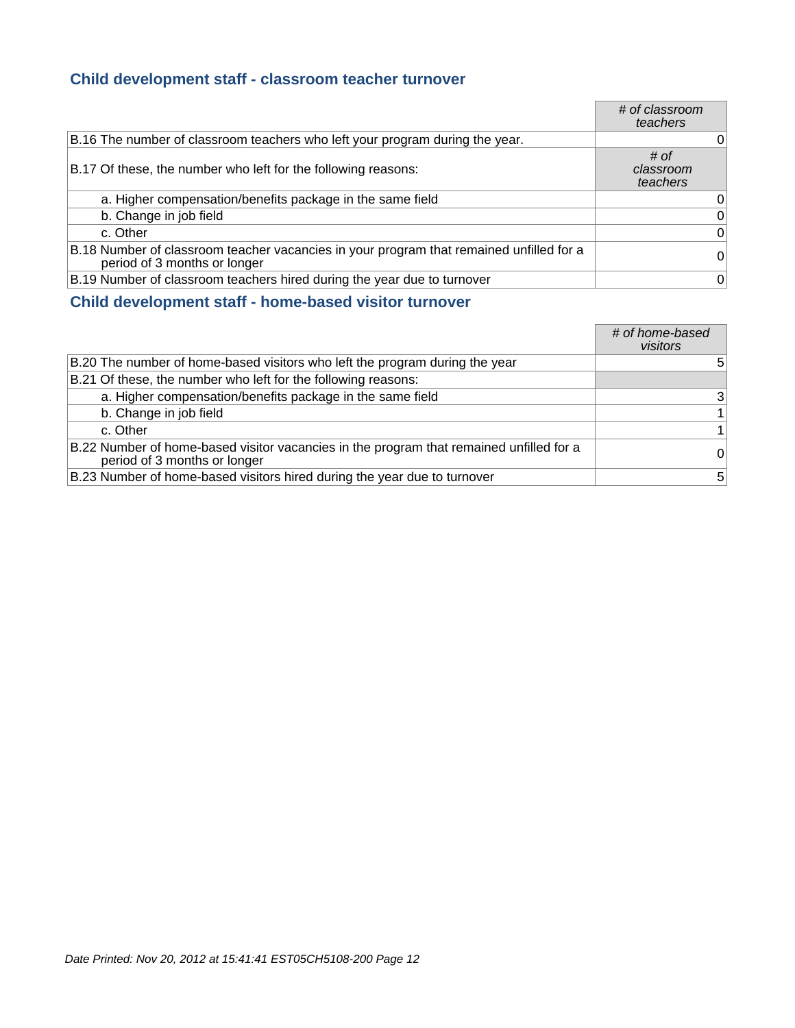## Child development staff - classroom teacher turnover

| | *# of classroom teachers* |
|---|---|
| B.16 The number of classroom teachers who left your program during the year. | 0 |
| B.17 Of these, the number who left for the following reasons: | *# of classroom teachers* |
| a. Higher compensation/benefits package in the same field | 0 |
| b. Change in job field | 0 |
| c. Other | 0 |
| B.18 Number of classroom teacher vacancies in your program that remained unfilled for a period of 3 months or longer | 0 |
| B.19 Number of classroom teachers hired during the year due to turnover | 0 |

## Child development staff - home-based visitor turnover

| | *# of home-based visitors* |
|---|---|
| B.20 The number of home-based visitors who left the program during the year | 5 |
| B.21 Of these, the number who left for the following reasons: | |
| a. Higher compensation/benefits package in the same field | 3 |
| b. Change in job field | 1 |
| c. Other | 1 |
| B.22 Number of home-based visitor vacancies in the program that remained unfilled for a period of 3 months or longer | 0 |
| B.23 Number of home-based visitors hired during the year due to turnover | 5 |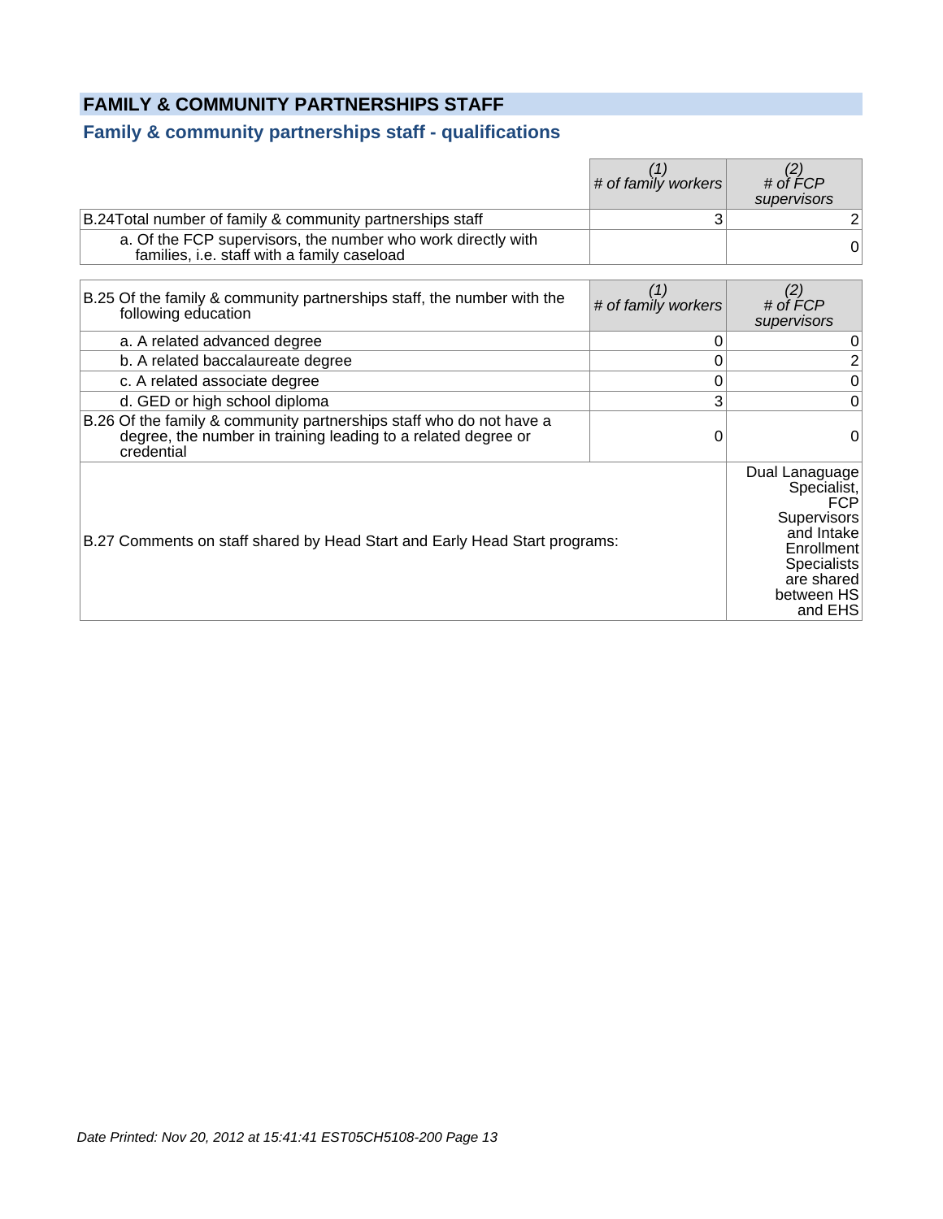## FAMILY & COMMUNITY PARTNERSHIPS STAFF

### Family & community partnerships staff - qualifications

| | *(1) # of family workers* | *(2) # of FCP supervisors* |
|---|---|---|
| B.24Total number of family & community partnerships staff | 3 | 2 |
| a. Of the FCP supervisors, the number who work directly with families, i.e. staff with a family caseload | | 0 |

| B.25 Of the family & community partnerships staff, the number with the following education | *(1) # of family workers* | *(2) # of FCP supervisors* |
|---|---|---|
| a. A related advanced degree | 0 | 0 |
| b. A related baccalaureate degree | 0 | 2 |
| c. A related associate degree | 0 | 0 |
| d. GED or high school diploma | 3 | 0 |
| B.26 Of the family & community partnerships staff who do not have a degree, the number in training leading to a related degree or credential | 0 | 0 |
| B.27 Comments on staff shared by Head Start and Early Head Start programs: | | Dual Lanaguage Specialist, FCP Supervisors and Intake Enrollment Specialists are shared between HS and EHS |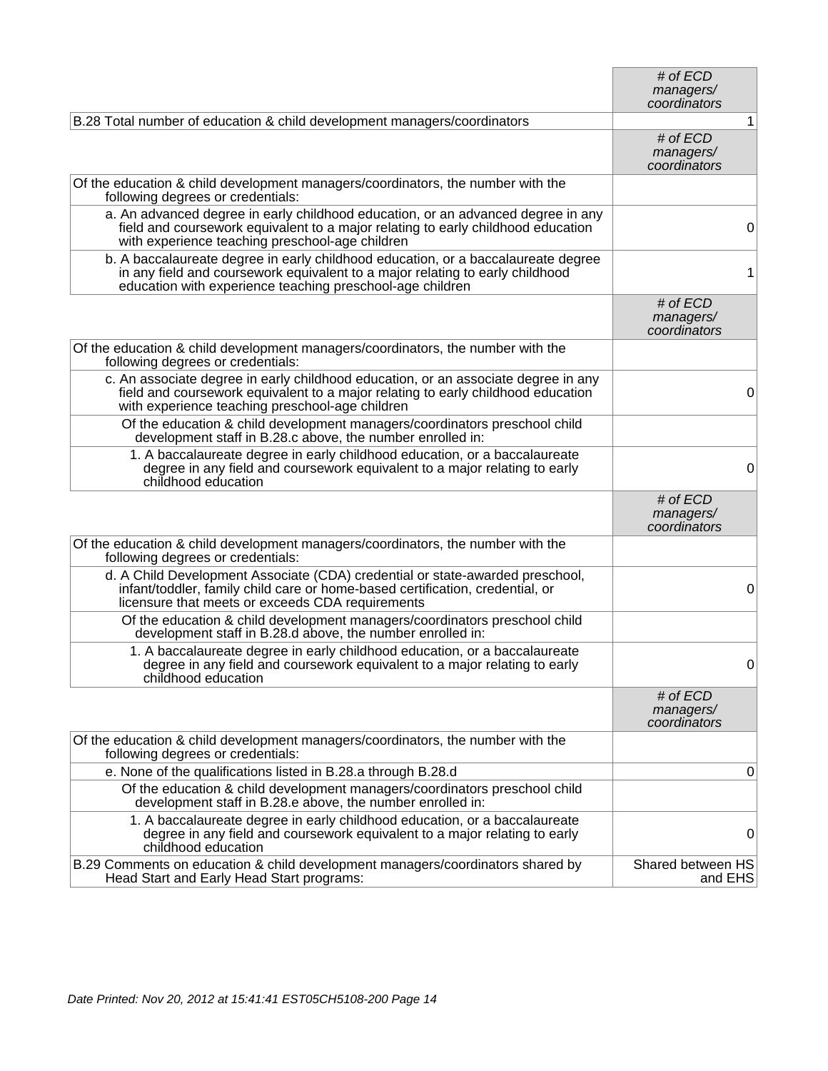| | # of ECD managers/ coordinators |
|---|---|
| B.28 Total number of education & child development managers/coordinators | 1 |

| | # of ECD managers/ coordinators |
|---|---|
| Of the education & child development managers/coordinators, the number with the following degrees or credentials: | |
| a. An advanced degree in early childhood education, or an advanced degree in any field and coursework equivalent to a major relating to early childhood education with experience teaching preschool-age children | 0 |
| b. A baccalaureate degree in early childhood education, or a baccalaureate degree in any field and coursework equivalent to a major relating to early childhood education with experience teaching preschool-age children | 1 |

| | # of ECD managers/ coordinators |
|---|---|
| Of the education & child development managers/coordinators, the number with the following degrees or credentials: | |
| c. An associate degree in early childhood education, or an associate degree in any field and coursework equivalent to a major relating to early childhood education with experience teaching preschool-age children | 0 |
| Of the education & child development managers/coordinators preschool child development staff in B.28.c above, the number enrolled in: | |
| 1. A baccalaureate degree in early childhood education, or a baccalaureate degree in any field and coursework equivalent to a major relating to early childhood education | 0 |

| | # of ECD managers/ coordinators |
|---|---|
| Of the education & child development managers/coordinators, the number with the following degrees or credentials: | |
| d. A Child Development Associate (CDA) credential or state-awarded preschool, infant/toddler, family child care or home-based certification, credential, or licensure that meets or exceeds CDA requirements | 0 |
| Of the education & child development managers/coordinators preschool child development staff in B.28.d above, the number enrolled in: | |
| 1. A baccalaureate degree in early childhood education, or a baccalaureate degree in any field and coursework equivalent to a major relating to early childhood education | 0 |

| | # of ECD managers/ coordinators |
|---|---|
| Of the education & child development managers/coordinators, the number with the following degrees or credentials: | |
| e. None of the qualifications listed in B.28.a through B.28.d | 0 |
| Of the education & child development managers/coordinators preschool child development staff in B.28.e above, the number enrolled in: | |
| 1. A baccalaureate degree in early childhood education, or a baccalaureate degree in any field and coursework equivalent to a major relating to early childhood education | 0 |
| B.29 Comments on education & child development managers/coordinators shared by Head Start and Early Head Start programs: | Shared between HS and EHS |

*Date Printed: Nov 20, 2012 at 15:41:41 EST05CH5108-200 Page 14*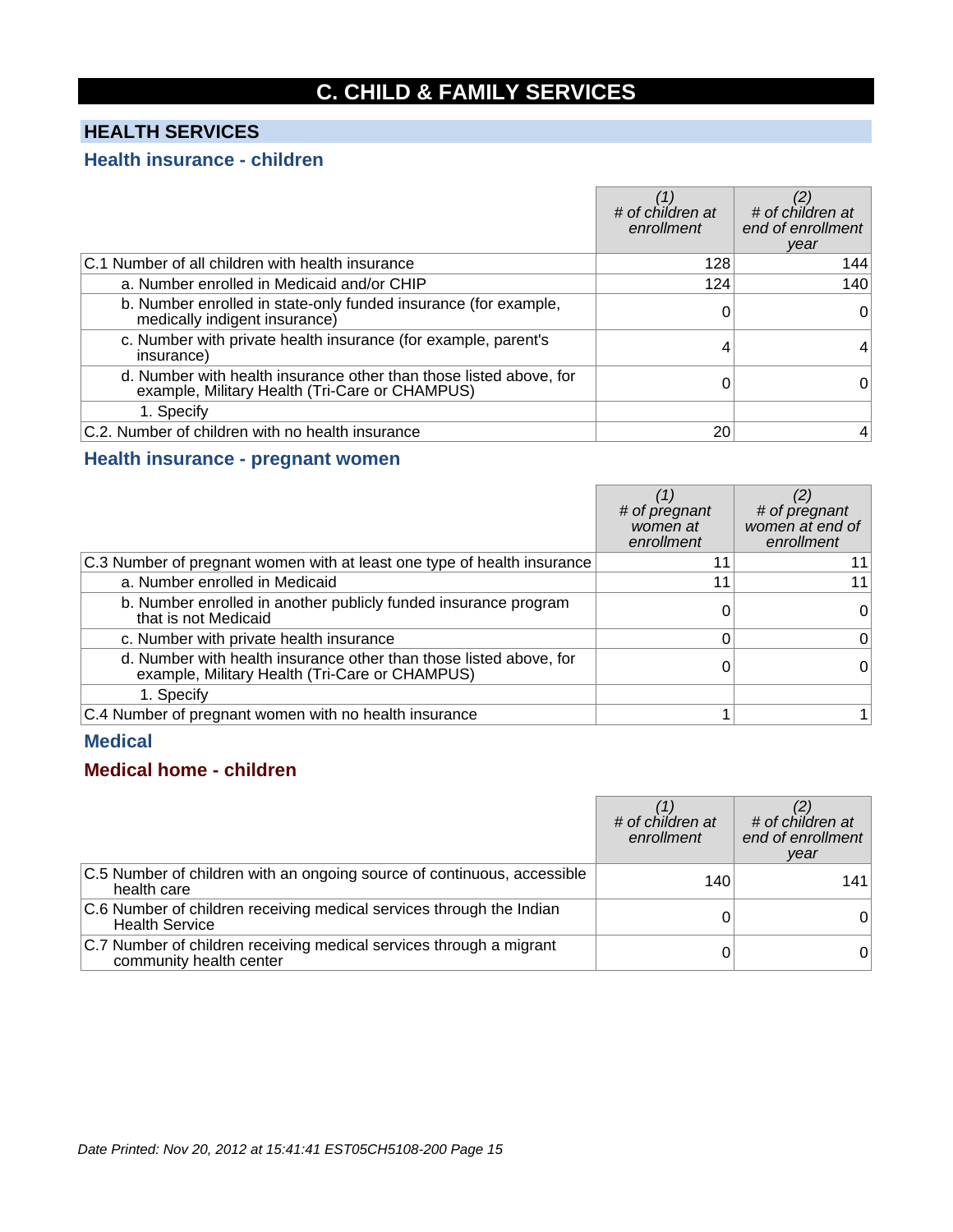# C. CHILD & FAMILY SERVICES

## HEALTH SERVICES

### Health insurance - children

| | *(1) # of children at enrollment* | *(2) # of children at end of enrollment year* |
|---|---|---|
| C.1 Number of all children with health insurance | 128 | 144 |
| a. Number enrolled in Medicaid and/or CHIP | 124 | 140 |
| b. Number enrolled in state-only funded insurance (for example, medically indigent insurance) | 0 | 0 |
| c. Number with private health insurance (for example, parent's insurance) | 4 | 4 |
| d. Number with health insurance other than those listed above, for example, Military Health (Tri-Care or CHAMPUS) | 0 | 0 |
| 1. Specify | | |
| C.2. Number of children with no health insurance | 20 | 4 |

### Health insurance - pregnant women

| | *(1) # of pregnant women at enrollment* | *(2) # of pregnant women at end of enrollment* |
|---|---|---|
| C.3 Number of pregnant women with at least one type of health insurance | 11 | 11 |
| a. Number enrolled in Medicaid | 11 | 11 |
| b. Number enrolled in another publicly funded insurance program that is not Medicaid | 0 | 0 |
| c. Number with private health insurance | 0 | 0 |
| d. Number with health insurance other than those listed above, for example, Military Health (Tri-Care or CHAMPUS) | 0 | 0 |
| 1. Specify | | |
| C.4 Number of pregnant women with no health insurance | 1 | 1 |

### Medical

### Medical home - children

| | *(1) # of children at enrollment* | *(2) # of children at end of enrollment year* |
|---|---|---|
| C.5 Number of children with an ongoing source of continuous, accessible health care | 140 | 141 |
| C.6 Number of children receiving medical services through the Indian Health Service | 0 | 0 |
| C.7 Number of children receiving medical services through a migrant community health center | 0 | 0 |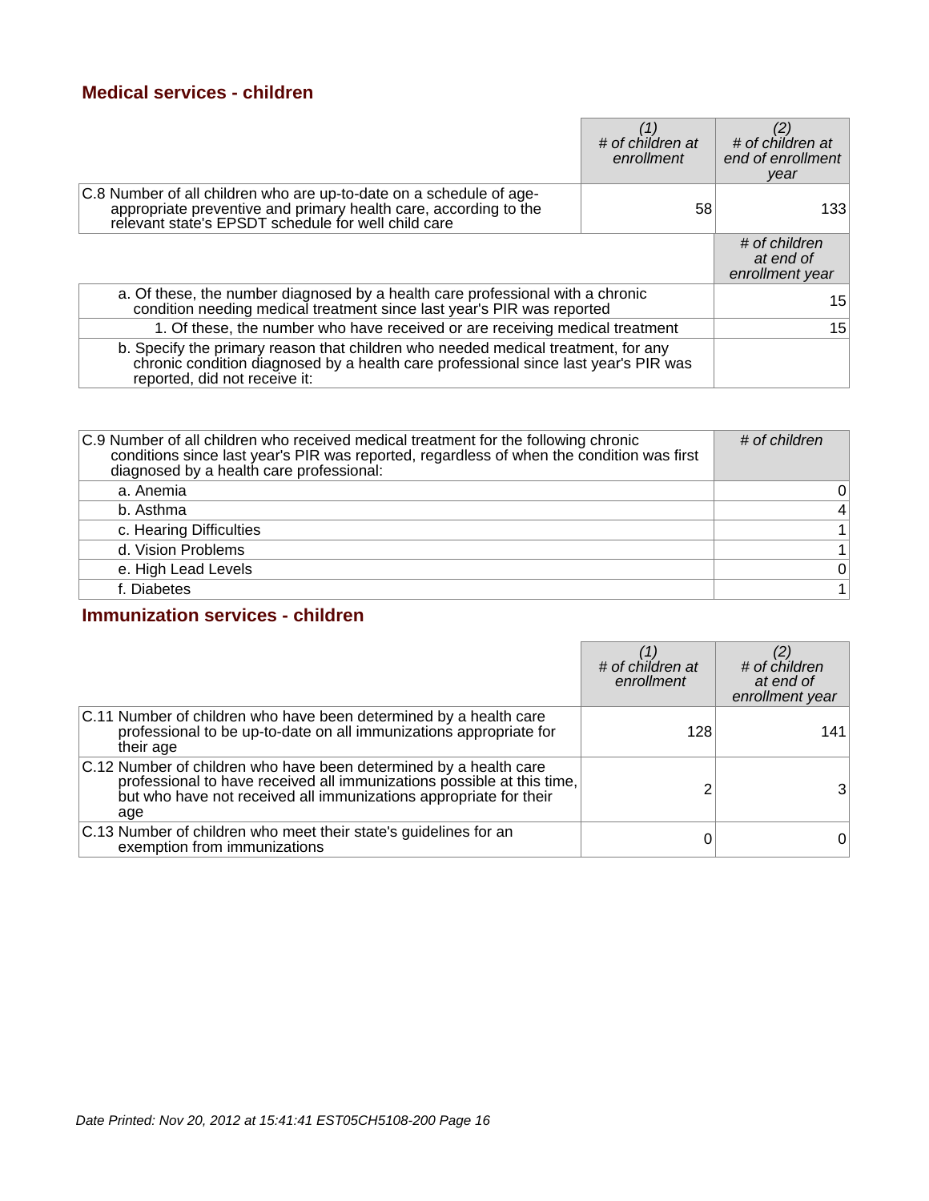## Medical services - children

| | (1) # of children at enrollment | (2) # of children at end of enrollment year |
|---|---|---|
| C.8 Number of all children who are up-to-date on a schedule of age-appropriate preventive and primary health care, according to the relevant state's EPSDT schedule for well child care | 58 | 133 |

| | # of children at end of enrollment year |
|---|---|
| a. Of these, the number diagnosed by a health care professional with a chronic condition needing medical treatment since last year's PIR was reported | 15 |
| 1. Of these, the number who have received or are receiving medical treatment | 15 |
| b. Specify the primary reason that children who needed medical treatment, for any chronic condition diagnosed by a health care professional since last year's PIR was reported, did not receive it: | |

| C.9 Number of all children who received medical treatment for the following chronic conditions since last year's PIR was reported, regardless of when the condition was first diagnosed by a health care professional: | # of children |
|---|---|
| a. Anemia | 0 |
| b. Asthma | 4 |
| c. Hearing Difficulties | 1 |
| d. Vision Problems | 1 |
| e. High Lead Levels | 0 |
| f. Diabetes | 1 |

## Immunization services - children

| | (1) # of children at enrollment | (2) # of children at end of enrollment year |
|---|---|---|
| C.11 Number of children who have been determined by a health care professional to be up-to-date on all immunizations appropriate for their age | 128 | 141 |
| C.12 Number of children who have been determined by a health care professional to have received all immunizations possible at this time, but who have not received all immunizations appropriate for their age | 2 | 3 |
| C.13 Number of children who meet their state's guidelines for an exemption from immunizations | 0 | 0 |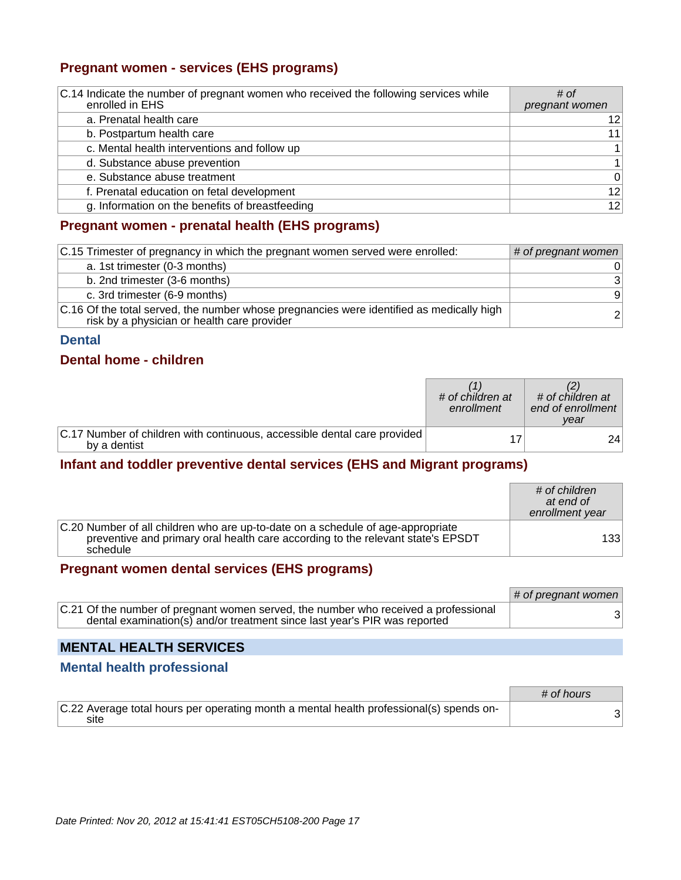### Pregnant women - services (EHS programs)

| C.14 Indicate the number of pregnant women who received the following services while enrolled in EHS | *# of pregnant women* |
|---|---|
| a. Prenatal health care | 12 |
| b. Postpartum health care | 11 |
| c. Mental health interventions and follow up | 1 |
| d. Substance abuse prevention | 1 |
| e. Substance abuse treatment | 0 |
| f. Prenatal education on fetal development | 12 |
| g. Information on the benefits of breastfeeding | 12 |

### Pregnant women - prenatal health (EHS programs)

| C.15 Trimester of pregnancy in which the pregnant women served were enrolled: | *# of pregnant women* |
|---|---|
| a. 1st trimester (0-3 months) | 0 |
| b. 2nd trimester (3-6 months) | 3 |
| c. 3rd trimester (6-9 months) | 9 |
| C.16 Of the total served, the number whose pregnancies were identified as medically high risk by a physician or health care provider | 2 |

## Dental

### Dental home - children

| | *(1) # of children at enrollment* | *(2) # of children at end of enrollment year* |
|---|---|---|
| C.17 Number of children with continuous, accessible dental care provided by a dentist | 17 | 24 |

### Infant and toddler preventive dental services (EHS and Migrant programs)

| | *# of children at end of enrollment year* |
|---|---|
| C.20 Number of all children who are up-to-date on a schedule of age-appropriate preventive and primary oral health care according to the relevant state's EPSDT schedule | 133 |

### Pregnant women dental services (EHS programs)

| | *# of pregnant women* |
|---|---|
| C.21 Of the number of pregnant women served, the number who received a professional dental examination(s) and/or treatment since last year's PIR was reported | 3 |

## MENTAL HEALTH SERVICES

### Mental health professional

| | *# of hours* |
|---|---|
| C.22 Average total hours per operating month a mental health professional(s) spends on-site | 3 |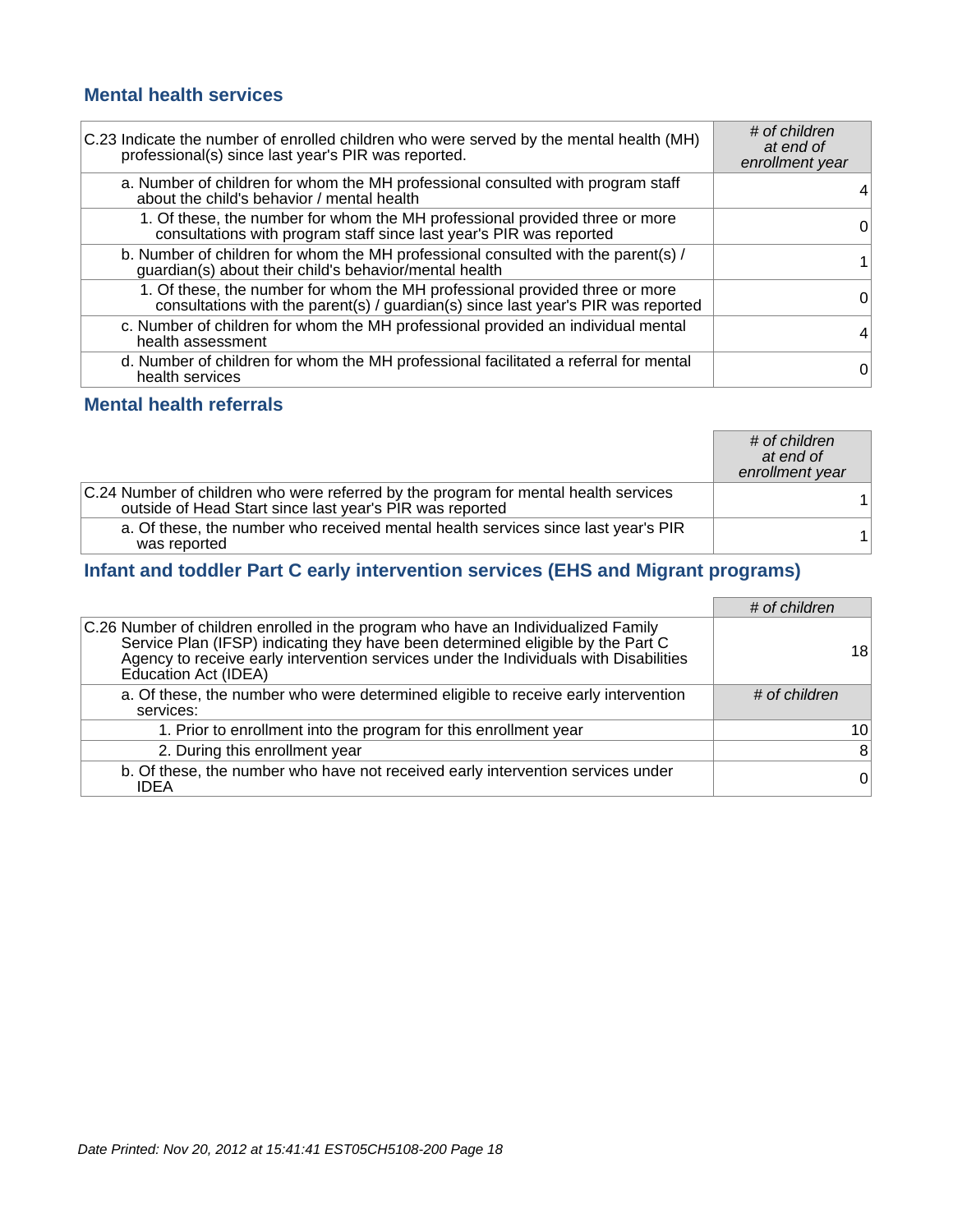## Mental health services

| C.23 Indicate the number of enrolled children who were served by the mental health (MH) professional(s) since last year's PIR was reported. | *# of children at end of enrollment year* |
|---|---|
| a. Number of children for whom the MH professional consulted with program staff about the child's behavior / mental health | 4 |
| 1. Of these, the number for whom the MH professional provided three or more consultations with program staff since last year's PIR was reported | 0 |
| b. Number of children for whom the MH professional consulted with the parent(s) / guardian(s) about their child's behavior/mental health | 1 |
| 1. Of these, the number for whom the MH professional provided three or more consultations with the parent(s) / guardian(s) since last year's PIR was reported | 0 |
| c. Number of children for whom the MH professional provided an individual mental health assessment | 4 |
| d. Number of children for whom the MH professional facilitated a referral for mental health services | 0 |

## Mental health referrals

| | *# of children at end of enrollment year* |
|---|---|
| C.24 Number of children who were referred by the program for mental health services outside of Head Start since last year's PIR was reported | 1 |
| a. Of these, the number who received mental health services since last year's PIR was reported | 1 |

## Infant and toddler Part C early intervention services (EHS and Migrant programs)

| | *# of children* |
|---|---|
| C.26 Number of children enrolled in the program who have an Individualized Family Service Plan (IFSP) indicating they have been determined eligible by the Part C Agency to receive early intervention services under the Individuals with Disabilities Education Act (IDEA) | 18 |
| a. Of these, the number who were determined eligible to receive early intervention services: | *# of children* |
| 1. Prior to enrollment into the program for this enrollment year | 10 |
| 2. During this enrollment year | 8 |
| b. Of these, the number who have not received early intervention services under IDEA | 0 |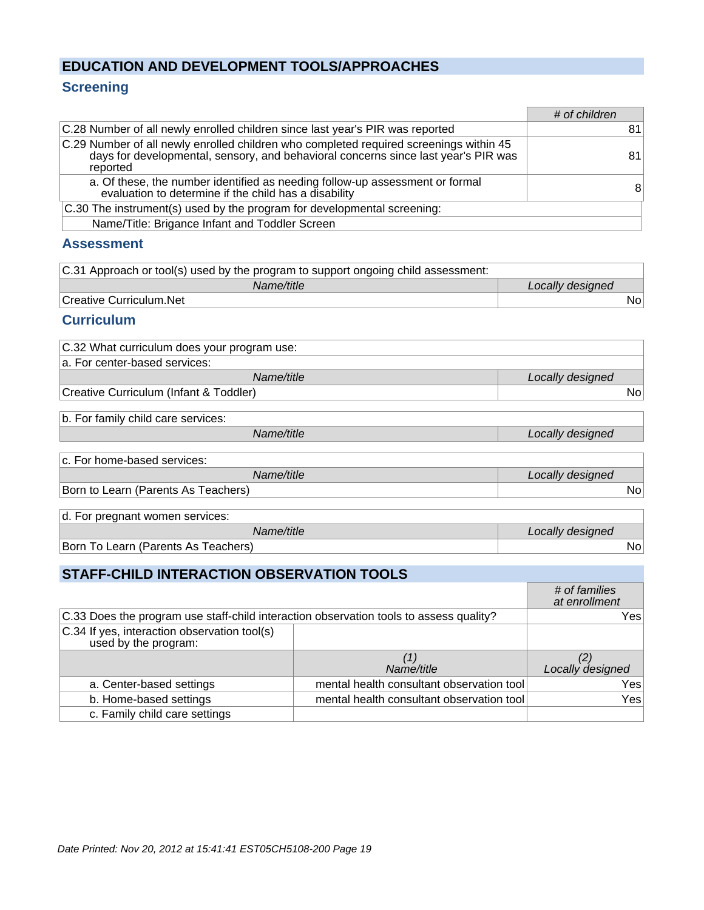## EDUCATION AND DEVELOPMENT TOOLS/APPROACHES

### Screening

| | *# of children* |
|---|---|
| C.28 Number of all newly enrolled children since last year's PIR was reported | 81 |
| C.29 Number of all newly enrolled children who completed required screenings within 45 days for developmental, sensory, and behavioral concerns since last year's PIR was reported | 81 |
| a. Of these, the number identified as needing follow-up assessment or formal evaluation to determine if the child has a disability | 8 |

C.30 The instrument(s) used by the program for developmental screening:

Name/Title: Brigance Infant and Toddler Screen

### Assessment

C.31 Approach or tool(s) used by the program to support ongoing child assessment:

| *Name/title* | *Locally designed* |
|---|---|
| Creative Curriculum.Net | No |

### Curriculum

C.32 What curriculum does your program use:

a. For center-based services:

| *Name/title* | *Locally designed* |
|---|---|
| Creative Curriculum (Infant & Toddler) | No |

b. For family child care services:

| *Name/title* | *Locally designed* |
|---|---|

c. For home-based services:

| *Name/title* | *Locally designed* |
|---|---|
| Born to Learn (Parents As Teachers) | No |

d. For pregnant women services:

| *Name/title* | *Locally designed* |
|---|---|
| Born To Learn (Parents As Teachers) | No |

## STAFF-CHILD INTERACTION OBSERVATION TOOLS

| | | *# of families at enrollment* |
|---|---|---|
| C.33 Does the program use staff-child interaction observation tools to assess quality? | | Yes |
| C.34 If yes, interaction observation tool(s) used by the program: | | |
| | *(1) Name/title* | *(2) Locally designed* |
| a. Center-based settings | mental health consultant observation tool | Yes |
| b. Home-based settings | mental health consultant observation tool | Yes |
| c. Family child care settings | | |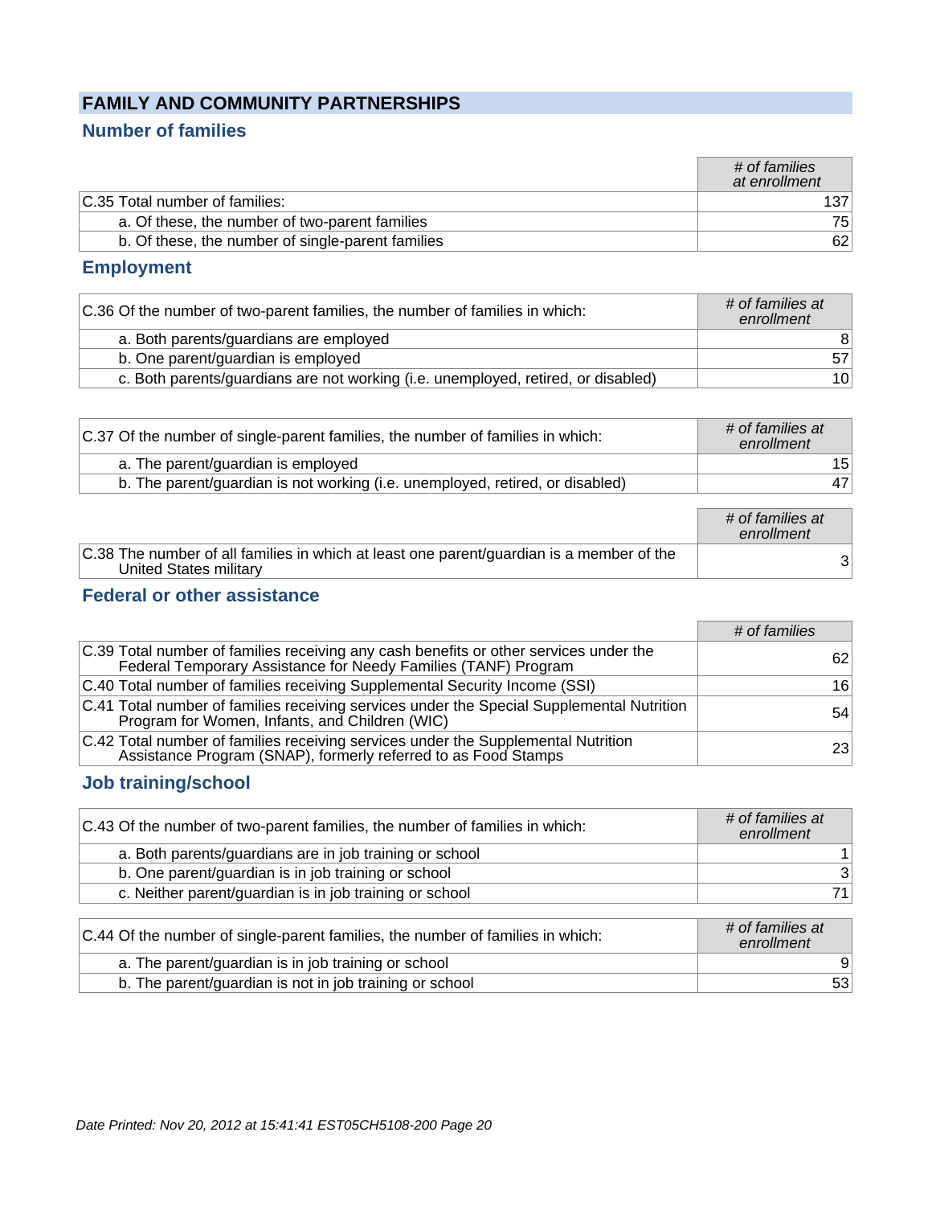## FAMILY AND COMMUNITY PARTNERSHIPS

### Number of families

| | *# of families at enrollment* |
|---|---|
| C.35 Total number of families: | 137 |
| a. Of these, the number of two-parent families | 75 |
| b. Of these, the number of single-parent families | 62 |

### Employment

| C.36 Of the number of two-parent families, the number of families in which: | *# of families at enrollment* |
|---|---|
| a. Both parents/guardians are employed | 8 |
| b. One parent/guardian is employed | 57 |
| c. Both parents/guardians are not working (i.e. unemployed, retired, or disabled) | 10 |

| C.37 Of the number of single-parent families, the number of families in which: | *# of families at enrollment* |
|---|---|
| a. The parent/guardian is employed | 15 |
| b. The parent/guardian is not working (i.e. unemployed, retired, or disabled) | 47 |

| | *# of families at enrollment* |
|---|---|
| C.38 The number of all families in which at least one parent/guardian is a member of the United States military | 3 |

### Federal or other assistance

| | *# of families* |
|---|---|
| C.39 Total number of families receiving any cash benefits or other services under the Federal Temporary Assistance for Needy Families (TANF) Program | 62 |
| C.40 Total number of families receiving Supplemental Security Income (SSI) | 16 |
| C.41 Total number of families receiving services under the Special Supplemental Nutrition Program for Women, Infants, and Children (WIC) | 54 |
| C.42 Total number of families receiving services under the Supplemental Nutrition Assistance Program (SNAP), formerly referred to as Food Stamps | 23 |

### Job training/school

| C.43 Of the number of two-parent families, the number of families in which: | *# of families at enrollment* |
|---|---|
| a. Both parents/guardians are in job training or school | 1 |
| b. One parent/guardian is in job training or school | 3 |
| c. Neither parent/guardian is in job training or school | 71 |

| C.44 Of the number of single-parent families, the number of families in which: | *# of families at enrollment* |
|---|---|
| a. The parent/guardian is in job training or school | 9 |
| b. The parent/guardian is not in job training or school | 53 |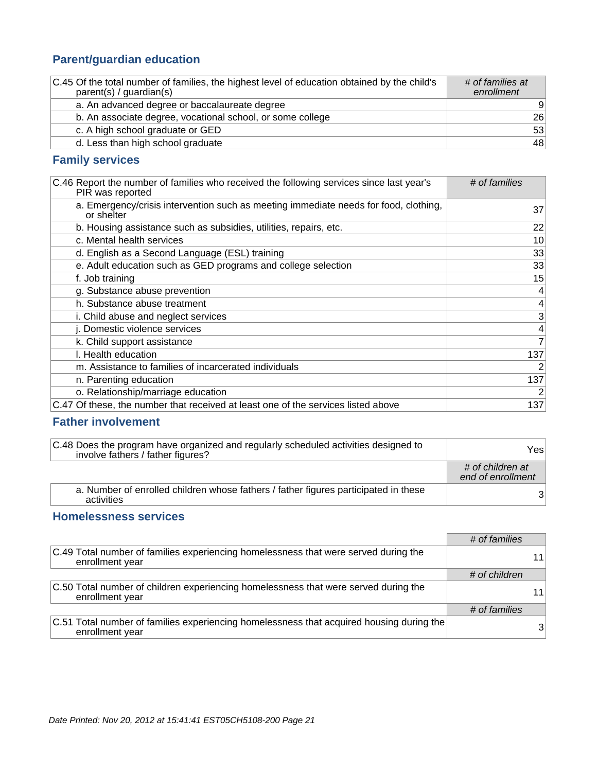## Parent/guardian education

| C.45 Of the total number of families, the highest level of education obtained by the child's parent(s) / guardian(s) | *# of families at enrollment* |
|---|---|
| a. An advanced degree or baccalaureate degree | 9 |
| b. An associate degree, vocational school, or some college | 26 |
| c. A high school graduate or GED | 53 |
| d. Less than high school graduate | 48 |

## Family services

| C.46 Report the number of families who received the following services since last year's PIR was reported | *# of families* |
|---|---|
| a. Emergency/crisis intervention such as meeting immediate needs for food, clothing, or shelter | 37 |
| b. Housing assistance such as subsidies, utilities, repairs, etc. | 22 |
| c. Mental health services | 10 |
| d. English as a Second Language (ESL) training | 33 |
| e. Adult education such as GED programs and college selection | 33 |
| f. Job training | 15 |
| g. Substance abuse prevention | 4 |
| h. Substance abuse treatment | 4 |
| i. Child abuse and neglect services | 3 |
| j. Domestic violence services | 4 |
| k. Child support assistance | 7 |
| l. Health education | 137 |
| m. Assistance to families of incarcerated individuals | 2 |
| n. Parenting education | 137 |
| o. Relationship/marriage education | 2 |
| C.47 Of these, the number that received at least one of the services listed above | 137 |

## Father involvement

| C.48 Does the program have organized and regularly scheduled activities designed to involve fathers / father figures? | Yes |
|---|---|
| | *# of children at end of enrollment* |
| a. Number of enrolled children whose fathers / father figures participated in these activities | 3 |

## Homelessness services

| | *# of families* |
|---|---|
| C.49 Total number of families experiencing homelessness that were served during the enrollment year | 11 |
| | *# of children* |
| C.50 Total number of children experiencing homelessness that were served during the enrollment year | 11 |
| | *# of families* |
| C.51 Total number of families experiencing homelessness that acquired housing during the enrollment year | 3 |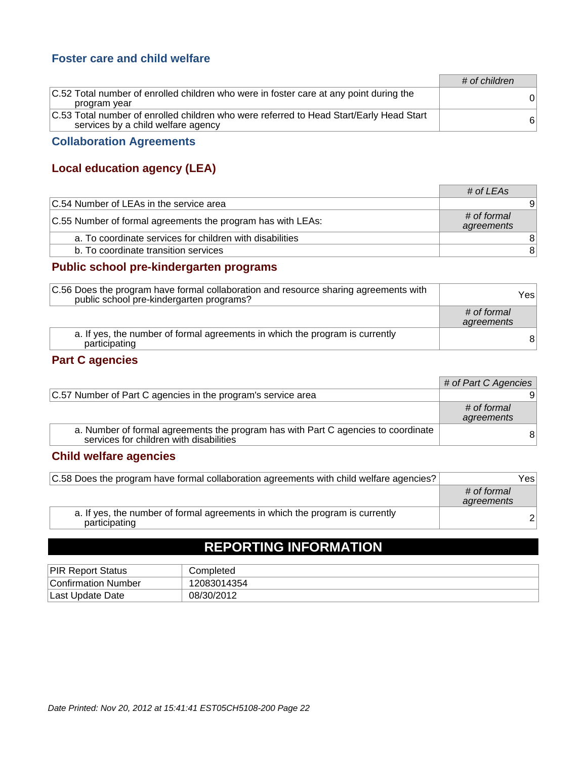## Foster care and child welfare

| | # of children |
|---|---|
| C.52 Total number of enrolled children who were in foster care at any point during the program year | 0 |
| C.53 Total number of enrolled children who were referred to Head Start/Early Head Start services by a child welfare agency | 6 |

## Collaboration Agreements

### Local education agency (LEA)

| | # of LEAs |
|---|---|
| C.54 Number of LEAs in the service area | 9 |
| C.55 Number of formal agreements the program has with LEAs: | *# of formal agreements* |
| a. To coordinate services for children with disabilities | 8 |
| b. To coordinate transition services | 8 |

### Public school pre-kindergarten programs

| | |
|---|---|
| C.56 Does the program have formal collaboration and resource sharing agreements with public school pre-kindergarten programs? | Yes |
| | *# of formal agreements* |
| a. If yes, the number of formal agreements in which the program is currently participating | 8 |

### Part C agencies

| | # of Part C Agencies |
|---|---|
| C.57 Number of Part C agencies in the program's service area | 9 |
| | *# of formal agreements* |
| a. Number of formal agreements the program has with Part C agencies to coordinate services for children with disabilities | 8 |

### Child welfare agencies

| | |
|---|---|
| C.58 Does the program have formal collaboration agreements with child welfare agencies? | Yes |
| | *# of formal agreements* |
| a. If yes, the number of formal agreements in which the program is currently participating | 2 |

# REPORTING INFORMATION

| | |
|---|---|
| PIR Report Status | Completed |
| Confirmation Number | 12083014354 |
| Last Update Date | 08/30/2012 |